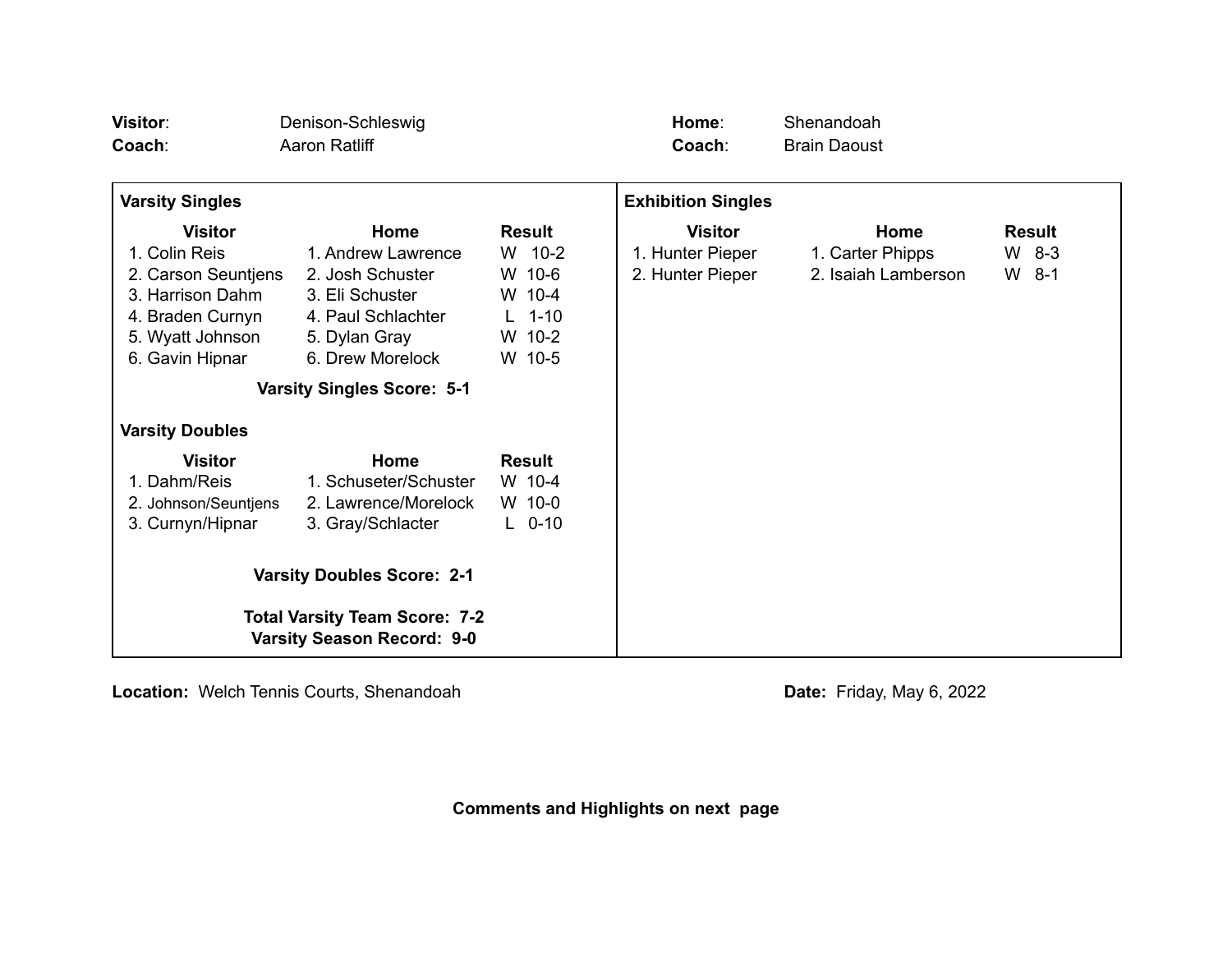**Visitor**: Denison-Schleswig
**Coach**: Aaron Ratliff

**Home**: Shenandoah
**Coach**: Brain Daoust

**Varsity Singles**

| Visitor | Home | Result |
|---|---|---|
| 1. Colin Reis | 1. Andrew Lawrence | W 10-2 |
| 2. Carson Seuntjens | 2. Josh Schuster | W 10-6 |
| 3. Harrison Dahm | 3. Eli Schuster | W 10-4 |
| 4. Braden Curnyn | 4. Paul Schlachter | L 1-10 |
| 5. Wyatt Johnson | 5. Dylan Gray | W 10-2 |
| 6. Gavin Hipnar | 6. Drew Morelock | W 10-5 |

**Varsity Singles Score: 5-1**

**Varsity Doubles**

| Visitor | Home | Result |
|---|---|---|
| 1. Dahm/Reis | 1. Schuseter/Schuster | W 10-4 |
| 2. Johnson/Seuntjens | 2. Lawrence/Morelock | W 10-0 |
| 3. Curnyn/Hipnar | 3. Gray/Schlacter | L 0-10 |

**Varsity Doubles Score: 2-1**

**Total Varsity Team Score: 7-2**
**Varsity Season Record: 9-0**

**Exhibition Singles**

| Visitor | Home | Result |
|---|---|---|
| 1. Hunter Pieper | 1. Carter Phipps | W 8-3 |
| 2. Hunter Pieper | 2. Isaiah Lamberson | W 8-1 |

**Location:** Welch Tennis Courts, Shenandoah

**Date:** Friday, May 6, 2022

**Comments and Highlights on next page**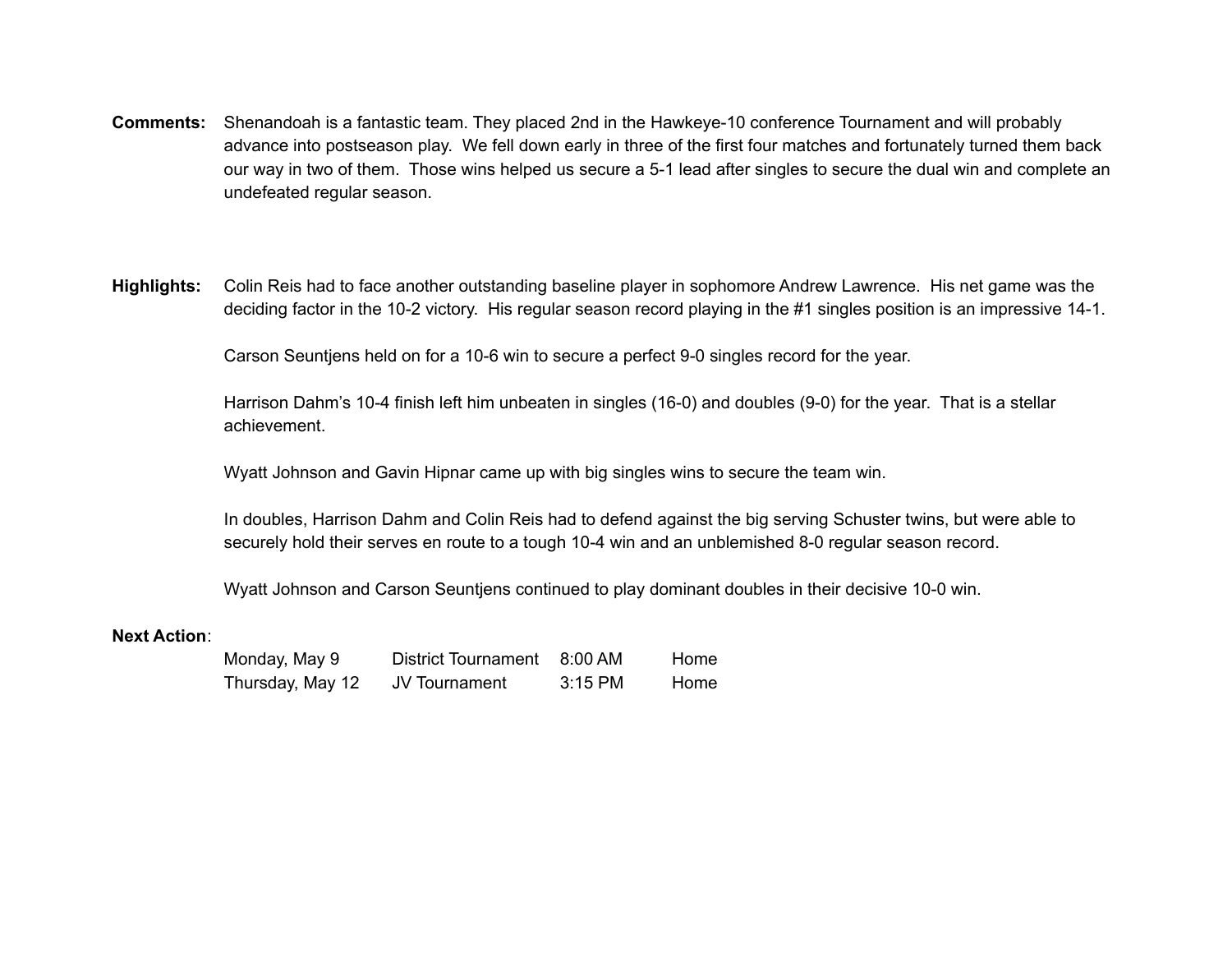**Comments:** Shenandoah is a fantastic team. They placed 2nd in the Hawkeye-10 conference Tournament and will probably advance into postseason play. We fell down early in three of the first four matches and fortunately turned them back our way in two of them. Those wins helped us secure a 5-1 lead after singles to secure the dual win and complete an undefeated regular season.

**Highlights:** Colin Reis had to face another outstanding baseline player in sophomore Andrew Lawrence. His net game was the deciding factor in the 10-2 victory. His regular season record playing in the #1 singles position is an impressive 14-1.

Carson Seuntjens held on for a 10-6 win to secure a perfect 9-0 singles record for the year.

Harrison Dahm's 10-4 finish left him unbeaten in singles (16-0) and doubles (9-0) for the year. That is a stellar achievement.

Wyatt Johnson and Gavin Hipnar came up with big singles wins to secure the team win.

In doubles, Harrison Dahm and Colin Reis had to defend against the big serving Schuster twins, but were able to securely hold their serves en route to a tough 10-4 win and an unblemished 8-0 regular season record.

Wyatt Johnson and Carson Seuntjens continued to play dominant doubles in their decisive 10-0 win.

**Next Action**:

| | | | |
|---|---|---|---|
| Monday, May 9 | District Tournament | 8:00 AM | Home |
| Thursday, May 12 | JV Tournament | 3:15 PM | Home |